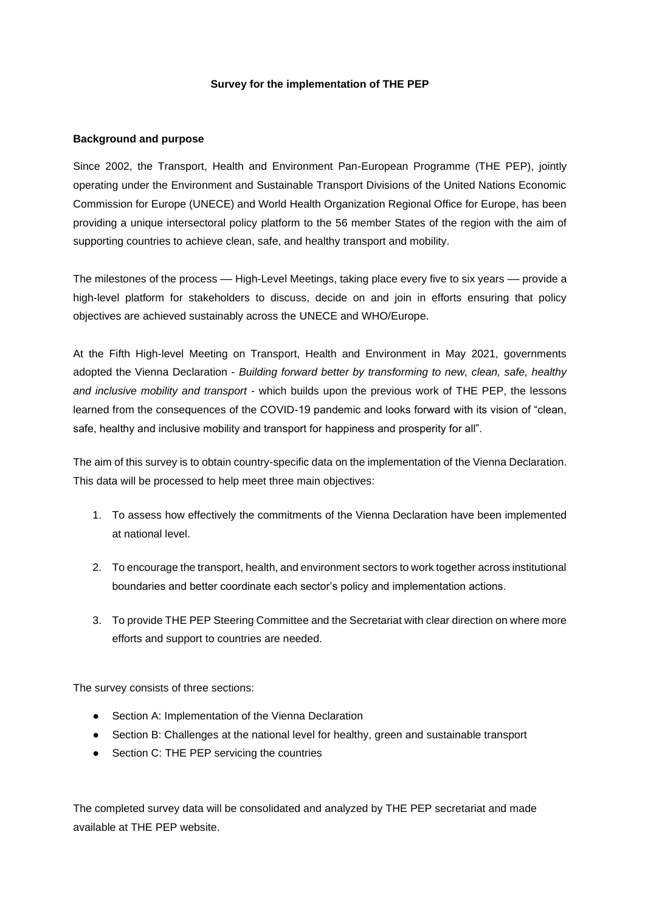# Survey for the implementation of THE PEP

## Background and purpose

Since 2002, the Transport, Health and Environment Pan-European Programme (THE PEP), jointly operating under the Environment and Sustainable Transport Divisions of the United Nations Economic Commission for Europe (UNECE) and World Health Organization Regional Office for Europe, has been providing a unique intersectoral policy platform to the 56 member States of the region with the aim of supporting countries to achieve clean, safe, and healthy transport and mobility.

The milestones of the process — High-Level Meetings, taking place every five to six years — provide a high-level platform for stakeholders to discuss, decide on and join in efforts ensuring that policy objectives are achieved sustainably across the UNECE and WHO/Europe.

At the Fifth High-level Meeting on Transport, Health and Environment in May 2021, governments adopted the Vienna Declaration - *Building forward better by transforming to new, clean, safe, healthy and inclusive mobility and transport* - which builds upon the previous work of THE PEP, the lessons learned from the consequences of the COVID-19 pandemic and looks forward with its vision of "clean, safe, healthy and inclusive mobility and transport for happiness and prosperity for all".

The aim of this survey is to obtain country-specific data on the implementation of the Vienna Declaration. This data will be processed to help meet three main objectives:

1. To assess how effectively the commitments of the Vienna Declaration have been implemented at national level.
2. To encourage the transport, health, and environment sectors to work together across institutional boundaries and better coordinate each sector's policy and implementation actions.
3. To provide THE PEP Steering Committee and the Secretariat with clear direction on where more efforts and support to countries are needed.

The survey consists of three sections:

- Section A: Implementation of the Vienna Declaration
- Section B: Challenges at the national level for healthy, green and sustainable transport
- Section C: THE PEP servicing the countries

The completed survey data will be consolidated and analyzed by THE PEP secretariat and made available at THE PEP website.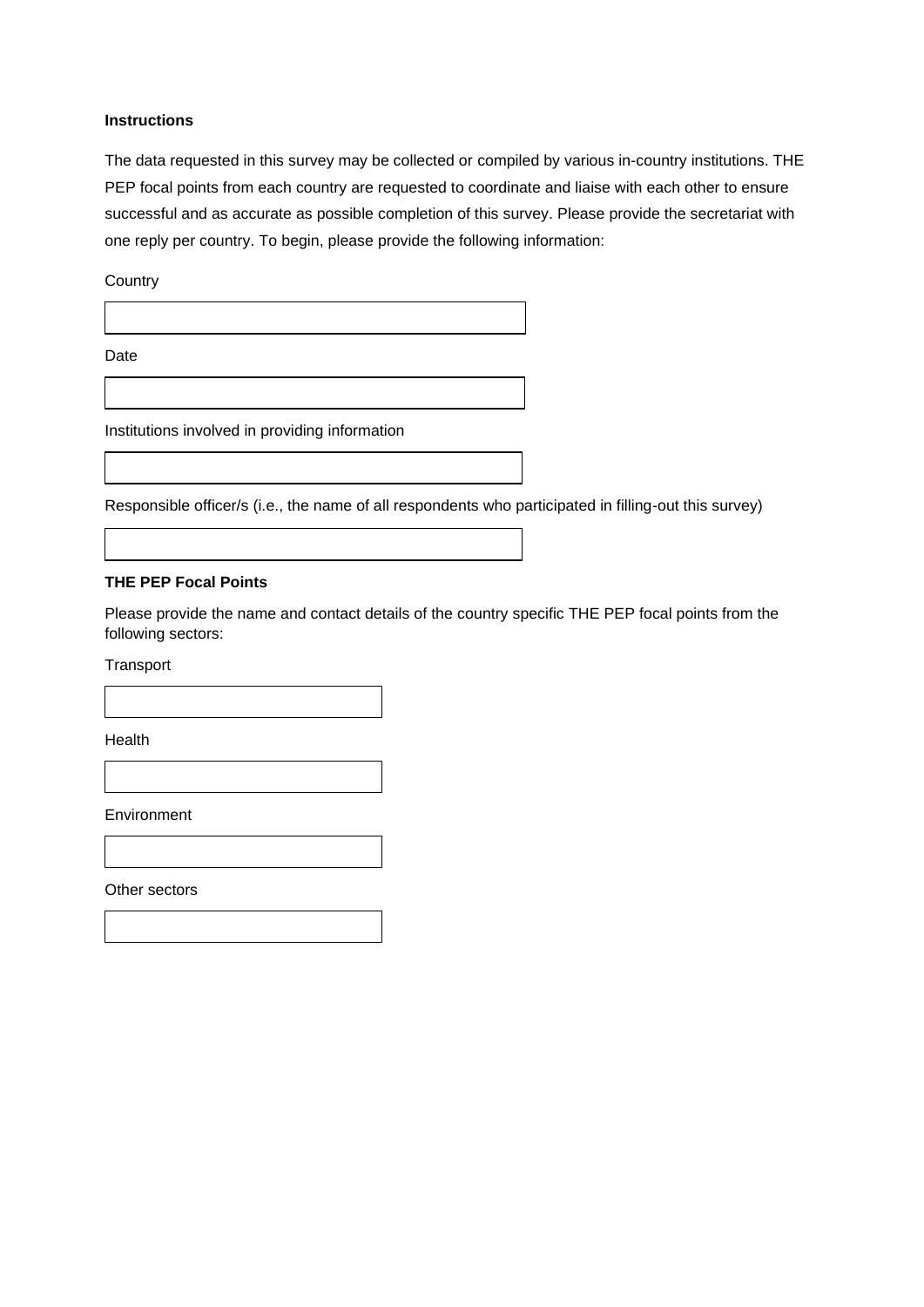**Instructions**

The data requested in this survey may be collected or compiled by various in-country institutions. THE PEP focal points from each country are requested to coordinate and liaise with each other to ensure successful and as accurate as possible completion of this survey. Please provide the secretariat with one reply per country. To begin, please provide the following information:

Country

Date

Institutions involved in providing information

Responsible officer/s (i.e., the name of all respondents who participated in filling-out this survey)

**THE PEP Focal Points**

Please provide the name and contact details of the country specific THE PEP focal points from the following sectors:

Transport

Health

Environment

Other sectors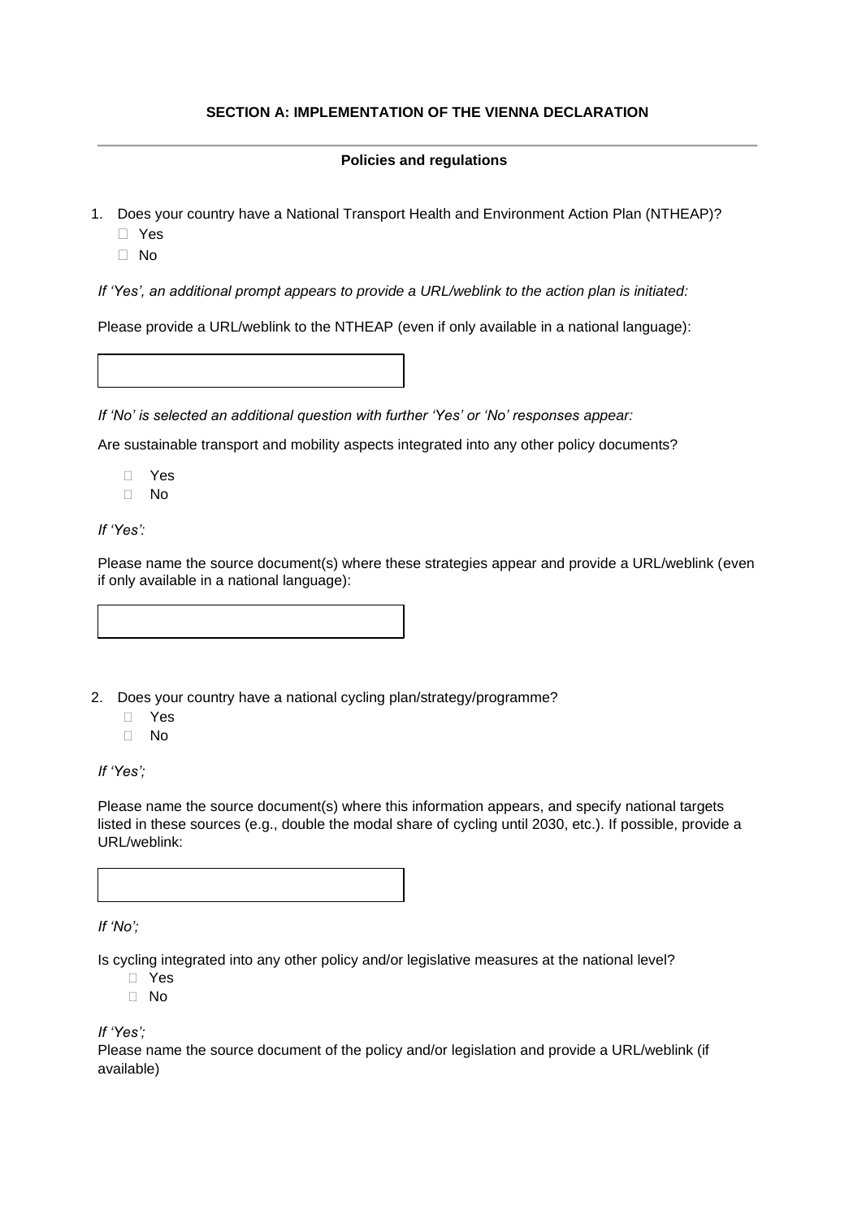**SECTION A: IMPLEMENTATION OF THE VIENNA DECLARATION**

---

**Policies and regulations**

1. Does your country have a National Transport Health and Environment Action Plan (NTHEAP)?
   - Yes
   - No

*If 'Yes', an additional prompt appears to provide a URL/weblink to the action plan is initiated:*

Please provide a URL/weblink to the NTHEAP (even if only available in a national language):

*If 'No' is selected an additional question with further 'Yes' or 'No' responses appear:*

Are sustainable transport and mobility aspects integrated into any other policy documents?

- Yes
- No

*If 'Yes':*

Please name the source document(s) where these strategies appear and provide a URL/weblink (even if only available in a national language):

2. Does your country have a national cycling plan/strategy/programme?
   - Yes
   - No

*If 'Yes';*

Please name the source document(s) where this information appears, and specify national targets listed in these sources (e.g., double the modal share of cycling until 2030, etc.). If possible, provide a URL/weblink:

*If 'No';*

Is cycling integrated into any other policy and/or legislative measures at the national level?

- Yes
- No

*If 'Yes';*
Please name the source document of the policy and/or legislation and provide a URL/weblink (if available)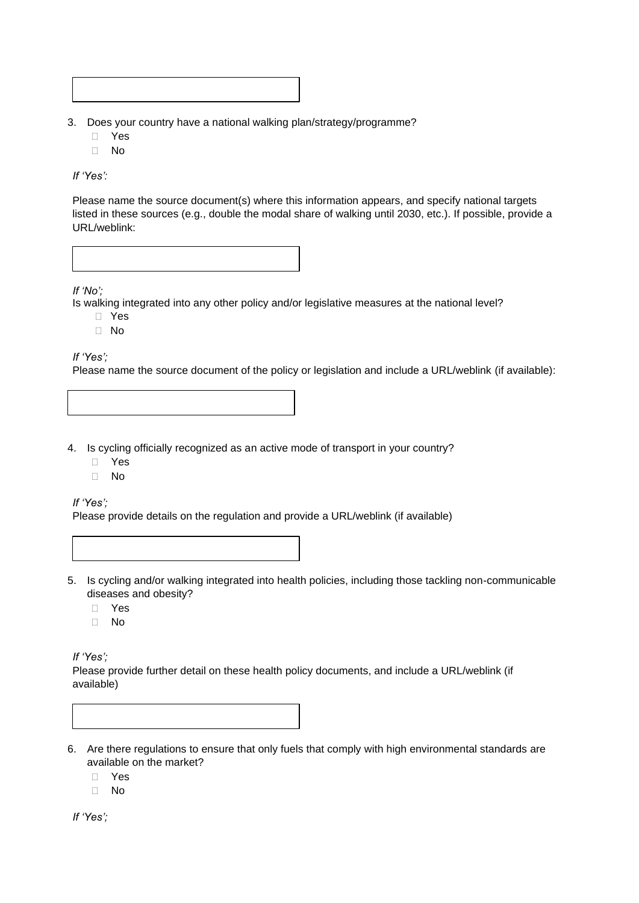3. Does your country have a national walking plan/strategy/programme?
   - Yes
   - No

*If 'Yes':*

Please name the source document(s) where this information appears, and specify national targets listed in these sources (e.g., double the modal share of walking until 2030, etc.). If possible, provide a URL/weblink:

*If 'No';*
Is walking integrated into any other policy and/or legislative measures at the national level?
   - Yes
   - No

*If 'Yes';*
Please name the source document of the policy or legislation and include a URL/weblink (if available):

4. Is cycling officially recognized as an active mode of transport in your country?
   - Yes
   - No

*If 'Yes';*
Please provide details on the regulation and provide a URL/weblink (if available)

5. Is cycling and/or walking integrated into health policies, including those tackling non-communicable diseases and obesity?
   - Yes
   - No

*If 'Yes';*
Please provide further detail on these health policy documents, and include a URL/weblink (if available)

6. Are there regulations to ensure that only fuels that comply with high environmental standards are available on the market?
   - Yes
   - No

*If 'Yes';*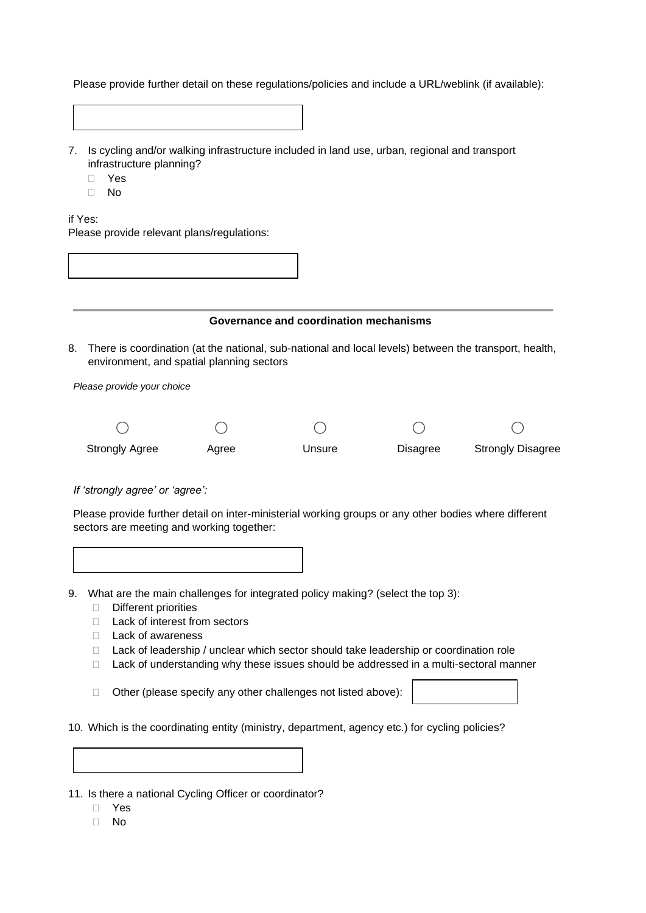Please provide further detail on these regulations/policies and include a URL/weblink (if available):

7. Is cycling and/or walking infrastructure included in land use, urban, regional and transport infrastructure planning?
   - ☐ Yes
   - ☐ No

if Yes:
Please provide relevant plans/regulations:

---

**Governance and coordination mechanisms**

8. There is coordination (at the national, sub-national and local levels) between the transport, health, environment, and spatial planning sectors

*Please provide your choice*

| ◯ | ◯ | ◯ | ◯ | ◯ |
|---|---|---|---|---|
| Strongly Agree | Agree | Unsure | Disagree | Strongly Disagree |

*If 'strongly agree' or 'agree':*

Please provide further detail on inter-ministerial working groups or any other bodies where different sectors are meeting and working together:

9. What are the main challenges for integrated policy making? (select the top 3):
   - ☐ Different priorities
   - ☐ Lack of interest from sectors
   - ☐ Lack of awareness
   - ☐ Lack of leadership / unclear which sector should take leadership or coordination role
   - ☐ Lack of understanding why these issues should be addressed in a multi-sectoral manner
   - ☐ Other (please specify any other challenges not listed above):

10. Which is the coordinating entity (ministry, department, agency etc.) for cycling policies?

11. Is there a national Cycling Officer or coordinator?
    - ☐ Yes
    - ☐ No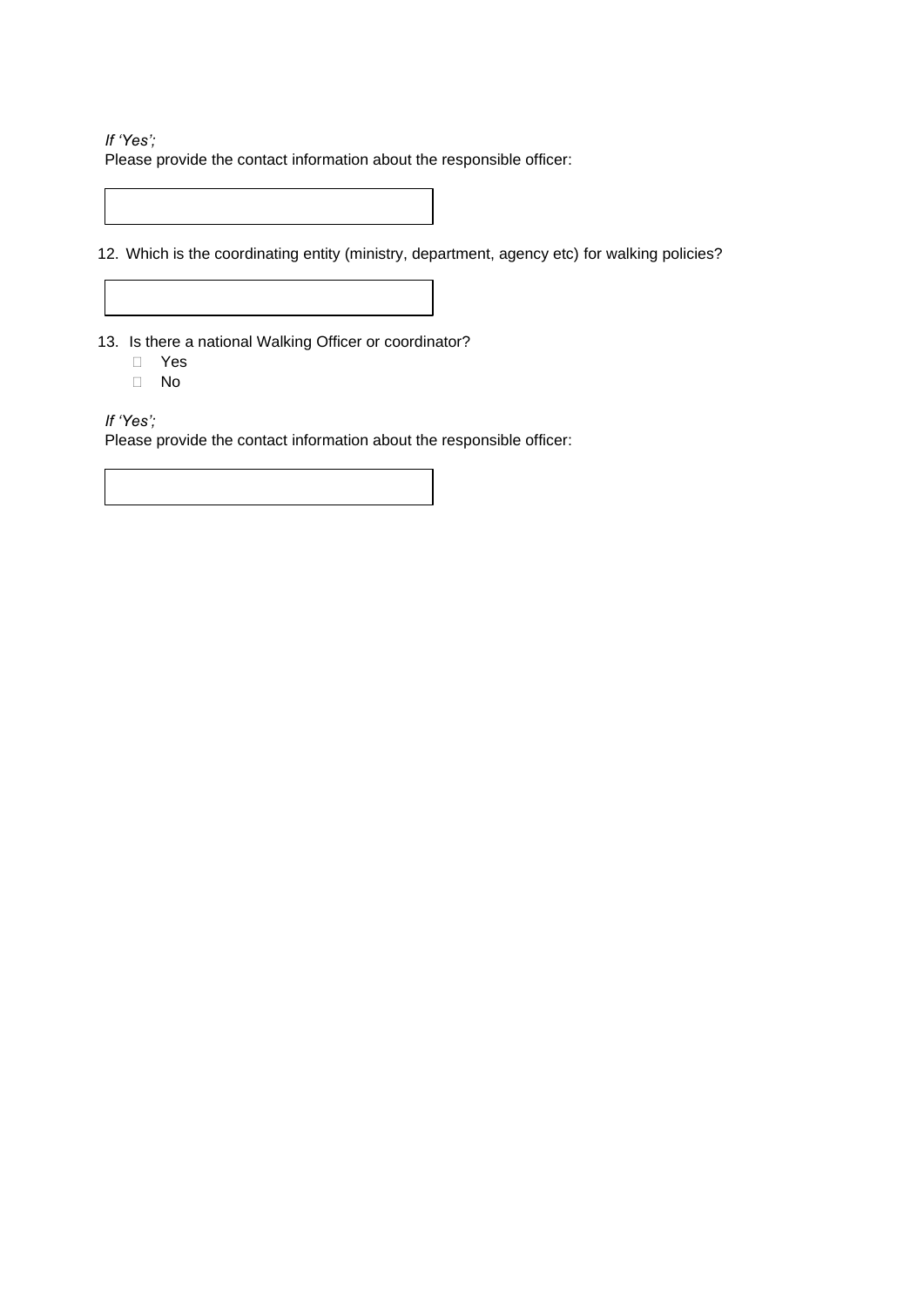*If 'Yes';*

Please provide the contact information about the responsible officer:

| |
|---|
| |

12. Which is the coordinating entity (ministry, department, agency etc) for walking policies?

| |
|---|
| |

13. Is there a national Walking Officer or coordinator?
    - ☐ Yes
    - ☐ No

*If 'Yes';*

Please provide the contact information about the responsible officer:

| |
|---|
| |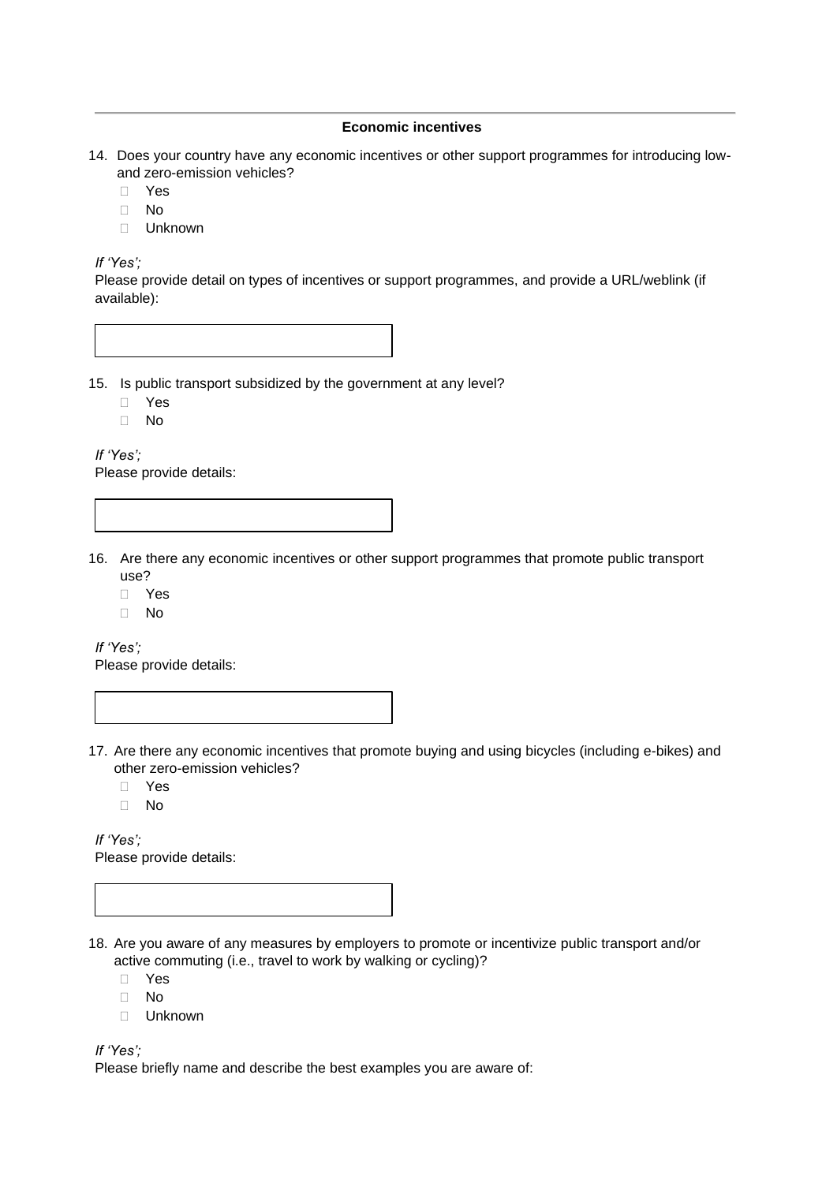**Economic incentives**

14. Does your country have any economic incentives or other support programmes for introducing low- and zero-emission vehicles?
    - Yes
    - No
    - Unknown

*If 'Yes';*
Please provide detail on types of incentives or support programmes, and provide a URL/weblink (if available):

15. Is public transport subsidized by the government at any level?
    - Yes
    - No

*If 'Yes';*
Please provide details:

16. Are there any economic incentives or other support programmes that promote public transport use?
    - Yes
    - No

*If 'Yes';*
Please provide details:

17. Are there any economic incentives that promote buying and using bicycles (including e-bikes) and other zero-emission vehicles?
    - Yes
    - No

*If 'Yes';*
Please provide details:

18. Are you aware of any measures by employers to promote or incentivize public transport and/or active commuting (i.e., travel to work by walking or cycling)?
    - Yes
    - No
    - Unknown

*If 'Yes';*
Please briefly name and describe the best examples you are aware of: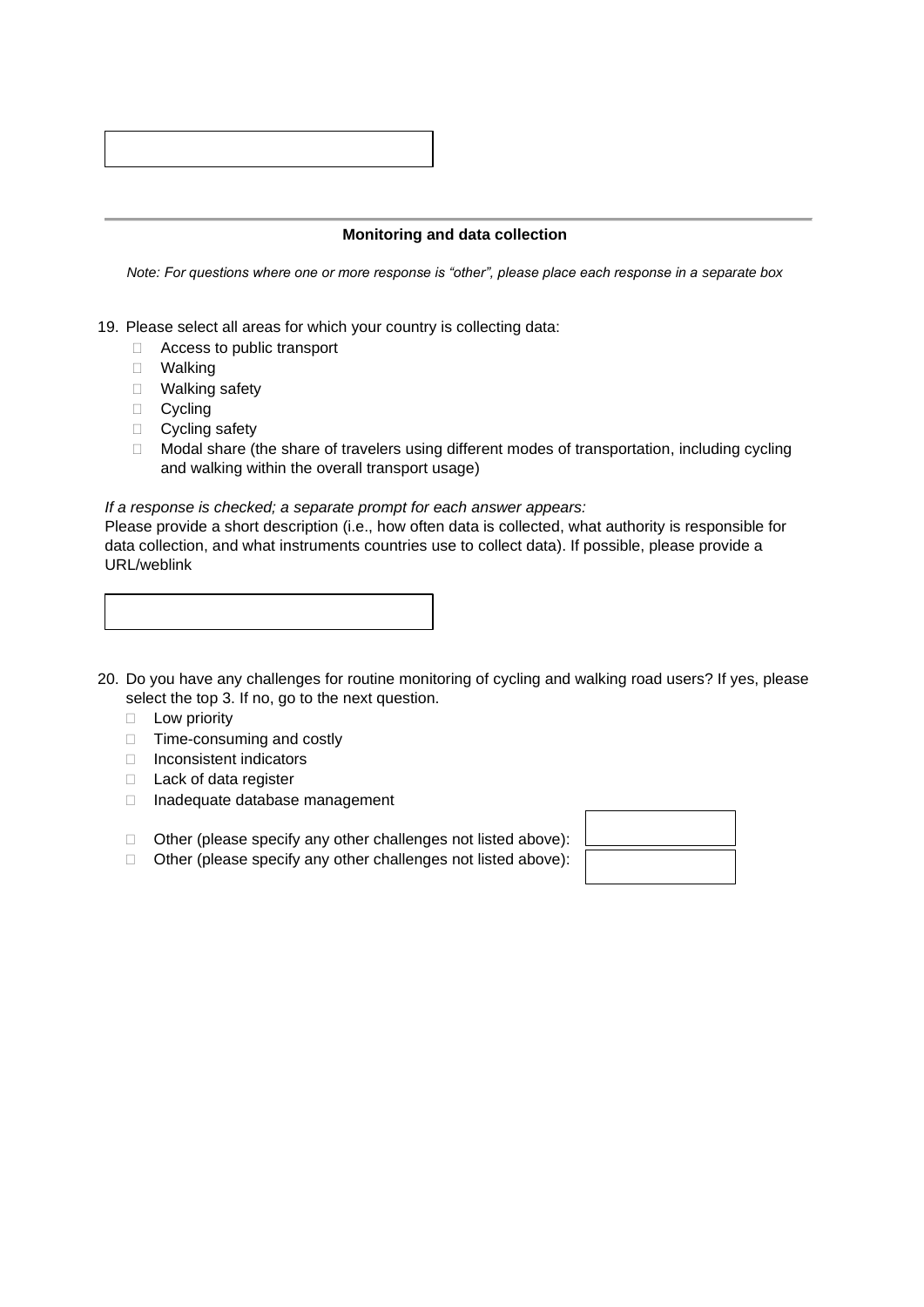**Monitoring and data collection**

*Note: For questions where one or more response is "other", please place each response in a separate box*

19. Please select all areas for which your country is collecting data:
    - ☐ Access to public transport
    - ☐ Walking
    - ☐ Walking safety
    - ☐ Cycling
    - ☐ Cycling safety
    - ☐ Modal share (the share of travelers using different modes of transportation, including cycling and walking within the overall transport usage)

*If a response is checked; a separate prompt for each answer appears:*

Please provide a short description (i.e., how often data is collected, what authority is responsible for data collection, and what instruments countries use to collect data). If possible, please provide a URL/weblink

20. Do you have any challenges for routine monitoring of cycling and walking road users? If yes, please select the top 3. If no, go to the next question.
    - ☐ Low priority
    - ☐ Time-consuming and costly
    - ☐ Inconsistent indicators
    - ☐ Lack of data register
    - ☐ Inadequate database management
    - ☐ Other (please specify any other challenges not listed above):
    - ☐ Other (please specify any other challenges not listed above):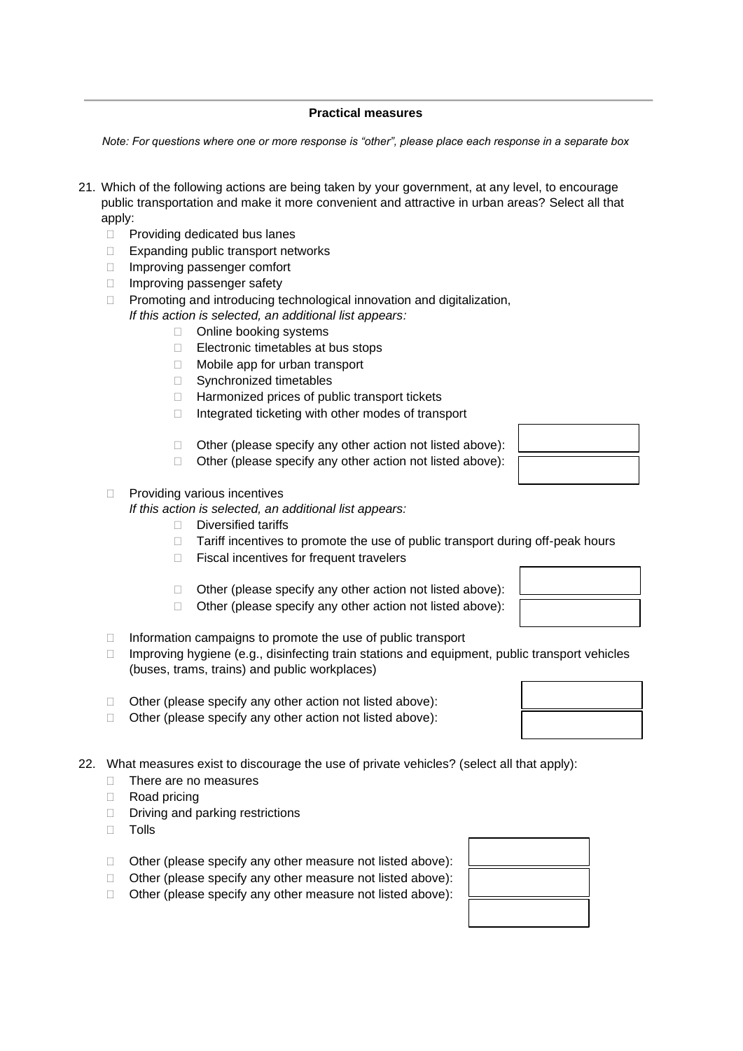**Practical measures**

*Note: For questions where one or more response is “other”, please place each response in a separate box*

21. Which of the following actions are being taken by your government, at any level, to encourage public transportation and make it more convenient and attractive in urban areas? Select all that apply:
    - ☐ Providing dedicated bus lanes
    - ☐ Expanding public transport networks
    - ☐ Improving passenger comfort
    - ☐ Improving passenger safety
    - ☐ Promoting and introducing technological innovation and digitalization,
      *If this action is selected, an additional list appears:*
        - ☐ Online booking systems
        - ☐ Electronic timetables at bus stops
        - ☐ Mobile app for urban transport
        - ☐ Synchronized timetables
        - ☐ Harmonized prices of public transport tickets
        - ☐ Integrated ticketing with other modes of transport
        - ☐ Other (please specify any other action not listed above):
        - ☐ Other (please specify any other action not listed above):
    - ☐ Providing various incentives
      *If this action is selected, an additional list appears:*
        - ☐ Diversified tariffs
        - ☐ Tariff incentives to promote the use of public transport during off-peak hours
        - ☐ Fiscal incentives for frequent travelers
        - ☐ Other (please specify any other action not listed above):
        - ☐ Other (please specify any other action not listed above):
    - ☐ Information campaigns to promote the use of public transport
    - ☐ Improving hygiene (e.g., disinfecting train stations and equipment, public transport vehicles (buses, trams, trains) and public workplaces)
    - ☐ Other (please specify any other action not listed above):
    - ☐ Other (please specify any other action not listed above):

22. What measures exist to discourage the use of private vehicles? (select all that apply):
    - ☐ There are no measures
    - ☐ Road pricing
    - ☐ Driving and parking restrictions
    - ☐ Tolls
    - ☐ Other (please specify any other measure not listed above):
    - ☐ Other (please specify any other measure not listed above):
    - ☐ Other (please specify any other measure not listed above):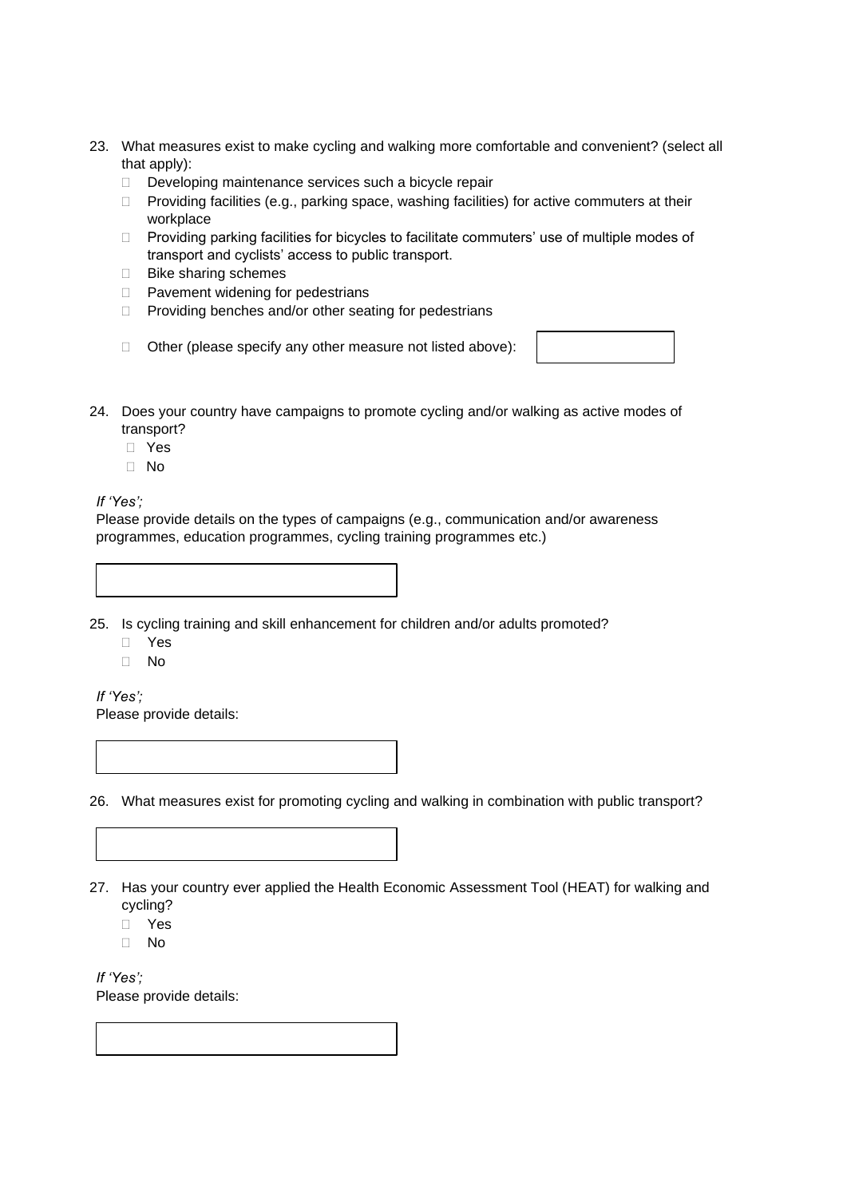23. What measures exist to make cycling and walking more comfortable and convenient? (select all that apply):
    - ☐ Developing maintenance services such a bicycle repair
    - ☐ Providing facilities (e.g., parking space, washing facilities) for active commuters at their workplace
    - ☐ Providing parking facilities for bicycles to facilitate commuters' use of multiple modes of transport and cyclists' access to public transport.
    - ☐ Bike sharing schemes
    - ☐ Pavement widening for pedestrians
    - ☐ Providing benches and/or other seating for pedestrians
    - ☐ Other (please specify any other measure not listed above):

24. Does your country have campaigns to promote cycling and/or walking as active modes of transport?
    - ☐ Yes
    - ☐ No

*If 'Yes';*

Please provide details on the types of campaigns (e.g., communication and/or awareness programmes, education programmes, cycling training programmes etc.)

25. Is cycling training and skill enhancement for children and/or adults promoted?
    - ☐ Yes
    - ☐ No

*If 'Yes';*

Please provide details:

26. What measures exist for promoting cycling and walking in combination with public transport?

27. Has your country ever applied the Health Economic Assessment Tool (HEAT) for walking and cycling?
    - ☐ Yes
    - ☐ No

*If 'Yes';*

Please provide details: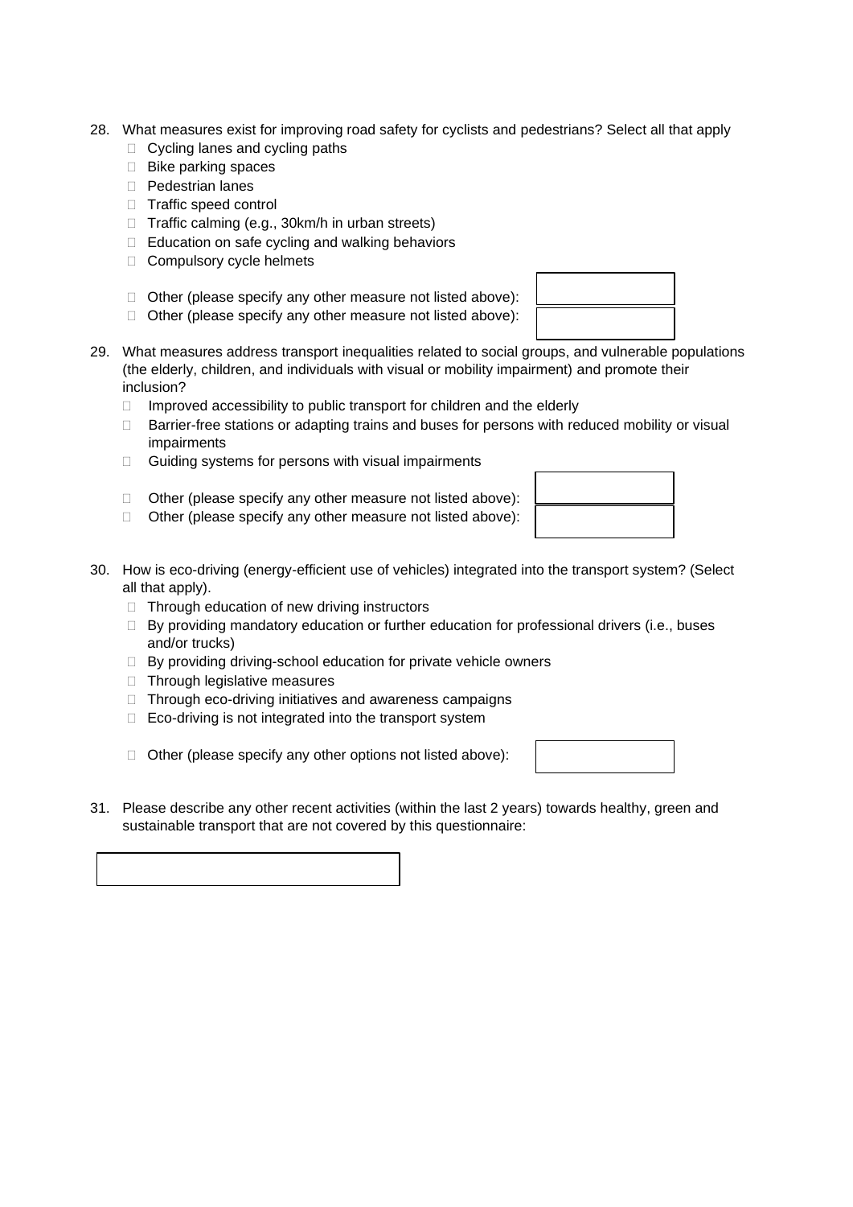28. What measures exist for improving road safety for cyclists and pedestrians? Select all that apply
    - Cycling lanes and cycling paths
    - Bike parking spaces
    - Pedestrian lanes
    - Traffic speed control
    - Traffic calming (e.g., 30km/h in urban streets)
    - Education on safe cycling and walking behaviors
    - Compulsory cycle helmets
    - Other (please specify any other measure not listed above):
    - Other (please specify any other measure not listed above):

29. What measures address transport inequalities related to social groups, and vulnerable populations (the elderly, children, and individuals with visual or mobility impairment) and promote their inclusion?
    - Improved accessibility to public transport for children and the elderly
    - Barrier-free stations or adapting trains and buses for persons with reduced mobility or visual impairments
    - Guiding systems for persons with visual impairments
    - Other (please specify any other measure not listed above):
    - Other (please specify any other measure not listed above):

30. How is eco-driving (energy-efficient use of vehicles) integrated into the transport system? (Select all that apply).
    - Through education of new driving instructors
    - By providing mandatory education or further education for professional drivers (i.e., buses and/or trucks)
    - By providing driving-school education for private vehicle owners
    - Through legislative measures
    - Through eco-driving initiatives and awareness campaigns
    - Eco-driving is not integrated into the transport system
    - Other (please specify any other options not listed above):

31. Please describe any other recent activities (within the last 2 years) towards healthy, green and sustainable transport that are not covered by this questionnaire: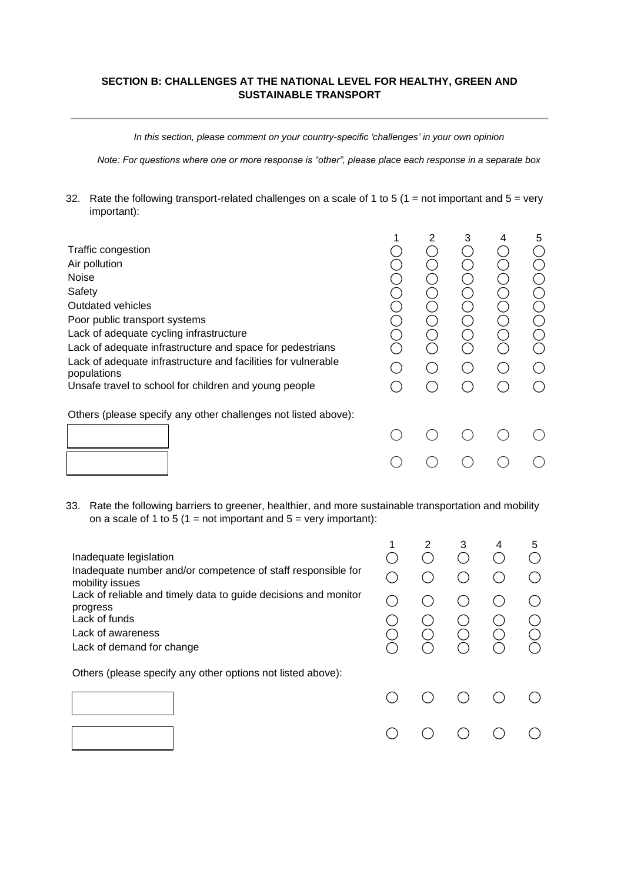## SECTION B: CHALLENGES AT THE NATIONAL LEVEL FOR HEALTHY, GREEN AND SUSTAINABLE TRANSPORT

---

*In this section, please comment on your country-specific 'challenges' in your own opinion*

*Note: For questions where one or more response is "other", please place each response in a separate box*

32. Rate the following transport-related challenges on a scale of 1 to 5 (1 = not important and 5 = very important):

| | 1 | 2 | 3 | 4 | 5 |
|---|---|---|---|---|---|
| Traffic congestion | ◯ | ◯ | ◯ | ◯ | ◯ |
| Air pollution | ◯ | ◯ | ◯ | ◯ | ◯ |
| Noise | ◯ | ◯ | ◯ | ◯ | ◯ |
| Safety | ◯ | ◯ | ◯ | ◯ | ◯ |
| Outdated vehicles | ◯ | ◯ | ◯ | ◯ | ◯ |
| Poor public transport systems | ◯ | ◯ | ◯ | ◯ | ◯ |
| Lack of adequate cycling infrastructure | ◯ | ◯ | ◯ | ◯ | ◯ |
| Lack of adequate infrastructure and space for pedestrians | ◯ | ◯ | ◯ | ◯ | ◯ |
| Lack of adequate infrastructure and facilities for vulnerable populations | ◯ | ◯ | ◯ | ◯ | ◯ |
| Unsafe travel to school for children and young people | ◯ | ◯ | ◯ | ◯ | ◯ |

Others (please specify any other challenges not listed above):

| | 1 | 2 | 3 | 4 | 5 |
|---|---|---|---|---|---|
| [ ] | ◯ | ◯ | ◯ | ◯ | ◯ |
| [ ] | ◯ | ◯ | ◯ | ◯ | ◯ |

33. Rate the following barriers to greener, healthier, and more sustainable transportation and mobility on a scale of 1 to 5 (1 = not important and 5 = very important):

| | 1 | 2 | 3 | 4 | 5 |
|---|---|---|---|---|---|
| Inadequate legislation | ◯ | ◯ | ◯ | ◯ | ◯ |
| Inadequate number and/or competence of staff responsible for mobility issues | ◯ | ◯ | ◯ | ◯ | ◯ |
| Lack of reliable and timely data to guide decisions and monitor progress | ◯ | ◯ | ◯ | ◯ | ◯ |
| Lack of funds | ◯ | ◯ | ◯ | ◯ | ◯ |
| Lack of awareness | ◯ | ◯ | ◯ | ◯ | ◯ |
| Lack of demand for change | ◯ | ◯ | ◯ | ◯ | ◯ |

Others (please specify any other options not listed above):

| | 1 | 2 | 3 | 4 | 5 |
|---|---|---|---|---|---|
| [ ] | ◯ | ◯ | ◯ | ◯ | ◯ |
| [ ] | ◯ | ◯ | ◯ | ◯ | ◯ |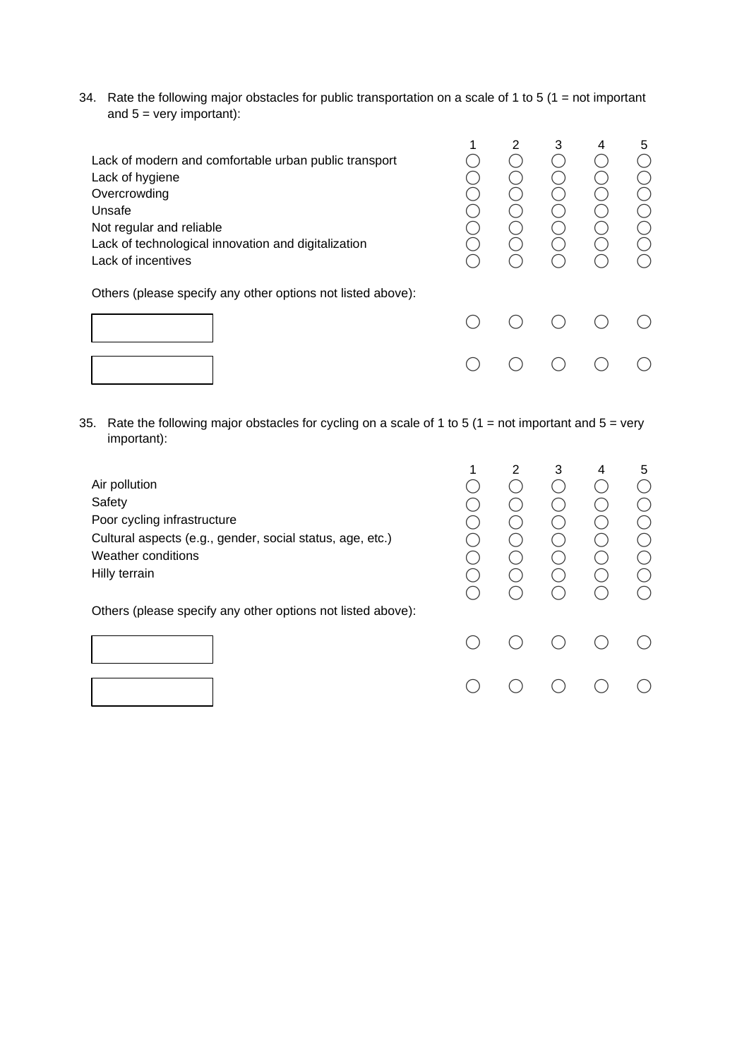34. Rate the following major obstacles for public transportation on a scale of 1 to 5 (1 = not important and 5 = very important):

| | 1 | 2 | 3 | 4 | 5 |
|---|---|---|---|---|---|
| Lack of modern and comfortable urban public transport | ○ | ○ | ○ | ○ | ○ |
| Lack of hygiene | ○ | ○ | ○ | ○ | ○ |
| Overcrowding | ○ | ○ | ○ | ○ | ○ |
| Unsafe | ○ | ○ | ○ | ○ | ○ |
| Not regular and reliable | ○ | ○ | ○ | ○ | ○ |
| Lack of technological innovation and digitalization | ○ | ○ | ○ | ○ | ○ |
| Lack of incentives | ○ | ○ | ○ | ○ | ○ |

Others (please specify any other options not listed above):

| | 1 | 2 | 3 | 4 | 5 |
|---|---|---|---|---|---|
| ______ | ○ | ○ | ○ | ○ | ○ |
| ______ | ○ | ○ | ○ | ○ | ○ |

35. Rate the following major obstacles for cycling on a scale of 1 to 5 (1 = not important and 5 = very important):

| | 1 | 2 | 3 | 4 | 5 |
|---|---|---|---|---|---|
| Air pollution | ○ | ○ | ○ | ○ | ○ |
| Safety | ○ | ○ | ○ | ○ | ○ |
| Poor cycling infrastructure | ○ | ○ | ○ | ○ | ○ |
| Cultural aspects (e.g., gender, social status, age, etc.) | ○ | ○ | ○ | ○ | ○ |
| Weather conditions | ○ | ○ | ○ | ○ | ○ |
| Hilly terrain | ○ | ○ | ○ | ○ | ○ |
| | ○ | ○ | ○ | ○ | ○ |

Others (please specify any other options not listed above):

| | 1 | 2 | 3 | 4 | 5 |
|---|---|---|---|---|---|
| ______ | ○ | ○ | ○ | ○ | ○ |
| ______ | ○ | ○ | ○ | ○ | ○ |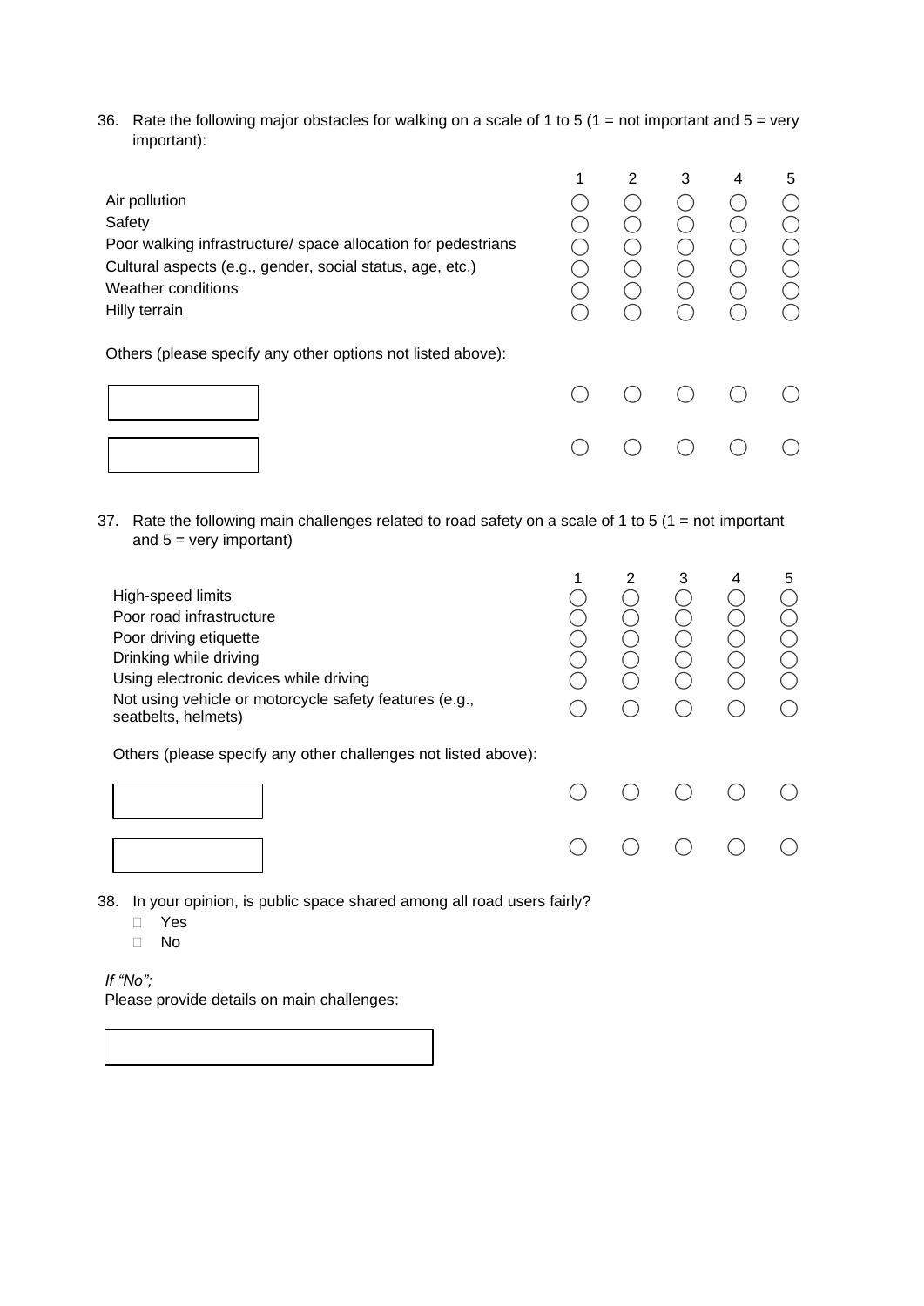36. Rate the following major obstacles for walking on a scale of 1 to 5 (1 = not important and 5 = very important):

| | 1 | 2 | 3 | 4 | 5 |
|---|---|---|---|---|---|
| Air pollution | ◯ | ◯ | ◯ | ◯ | ◯ |
| Safety | ◯ | ◯ | ◯ | ◯ | ◯ |
| Poor walking infrastructure/ space allocation for pedestrians | ◯ | ◯ | ◯ | ◯ | ◯ |
| Cultural aspects (e.g., gender, social status, age, etc.) | ◯ | ◯ | ◯ | ◯ | ◯ |
| Weather conditions | ◯ | ◯ | ◯ | ◯ | ◯ |
| Hilly terrain | ◯ | ◯ | ◯ | ◯ | ◯ |

Others (please specify any other options not listed above):

| | 1 | 2 | 3 | 4 | 5 |
|---|---|---|---|---|---|
| ______ | ◯ | ◯ | ◯ | ◯ | ◯ |
| ______ | ◯ | ◯ | ◯ | ◯ | ◯ |

37. Rate the following main challenges related to road safety on a scale of 1 to 5 (1 = not important and 5 = very important)

| | 1 | 2 | 3 | 4 | 5 |
|---|---|---|---|---|---|
| High-speed limits | ◯ | ◯ | ◯ | ◯ | ◯ |
| Poor road infrastructure | ◯ | ◯ | ◯ | ◯ | ◯ |
| Poor driving etiquette | ◯ | ◯ | ◯ | ◯ | ◯ |
| Drinking while driving | ◯ | ◯ | ◯ | ◯ | ◯ |
| Using electronic devices while driving | ◯ | ◯ | ◯ | ◯ | ◯ |
| Not using vehicle or motorcycle safety features (e.g., seatbelts, helmets) | ◯ | ◯ | ◯ | ◯ | ◯ |

Others (please specify any other challenges not listed above):

| | 1 | 2 | 3 | 4 | 5 |
|---|---|---|---|---|---|
| ______ | ◯ | ◯ | ◯ | ◯ | ◯ |
| ______ | ◯ | ◯ | ◯ | ◯ | ◯ |

38. In your opinion, is public space shared among all road users fairly?
   - ☐ Yes
   - ☐ No

*If "No";*

Please provide details on main challenges:

______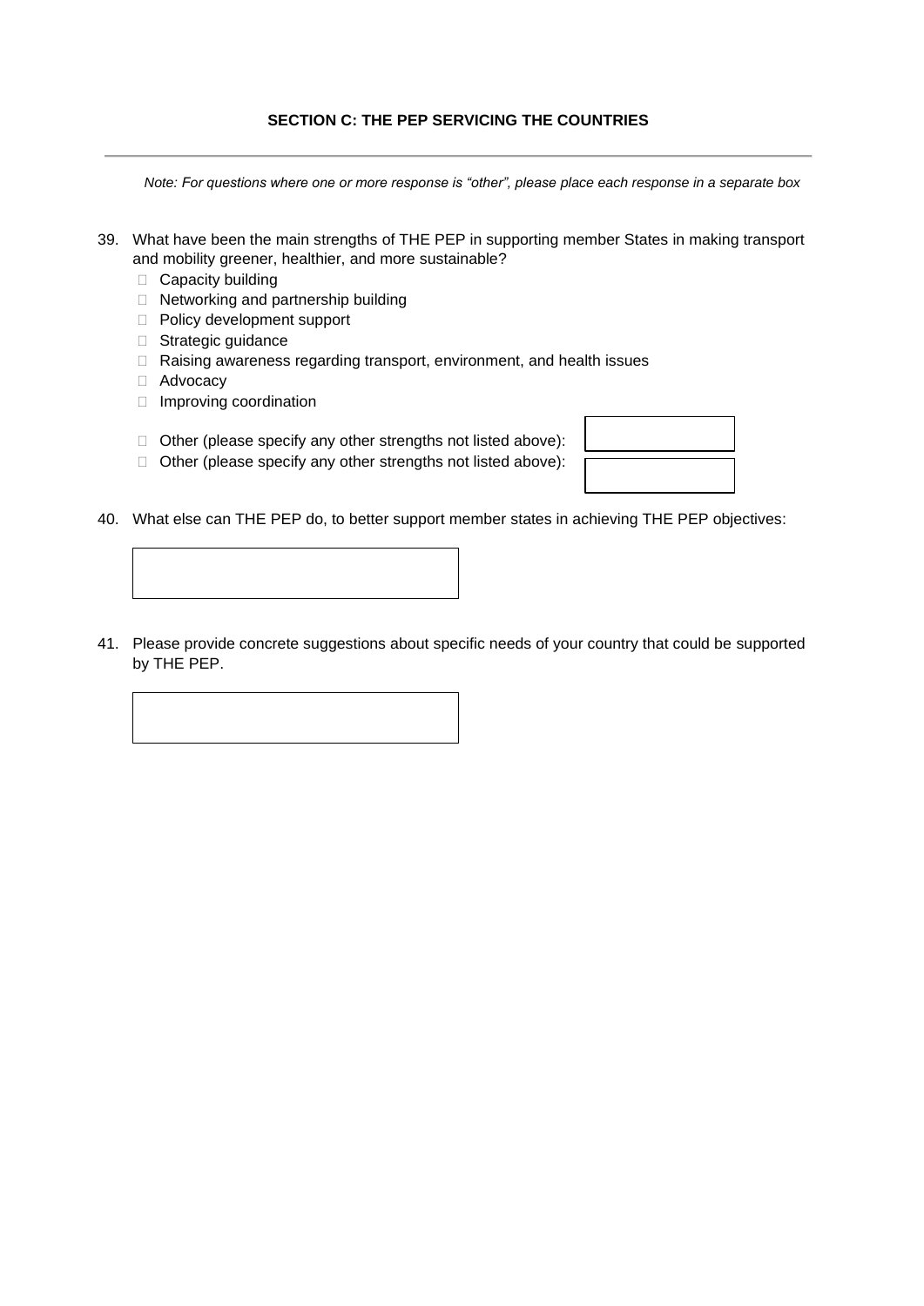**SECTION C: THE PEP SERVICING THE COUNTRIES**

---

*Note: For questions where one or more response is "other", please place each response in a separate box*

39. What have been the main strengths of THE PEP in supporting member States in making transport and mobility greener, healthier, and more sustainable?
    - ☐ Capacity building
    - ☐ Networking and partnership building
    - ☐ Policy development support
    - ☐ Strategic guidance
    - ☐ Raising awareness regarding transport, environment, and health issues
    - ☐ Advocacy
    - ☐ Improving coordination
    - ☐ Other (please specify any other strengths not listed above):
    - ☐ Other (please specify any other strengths not listed above):

40. What else can THE PEP do, to better support member states in achieving THE PEP objectives:

41. Please provide concrete suggestions about specific needs of your country that could be supported by THE PEP.